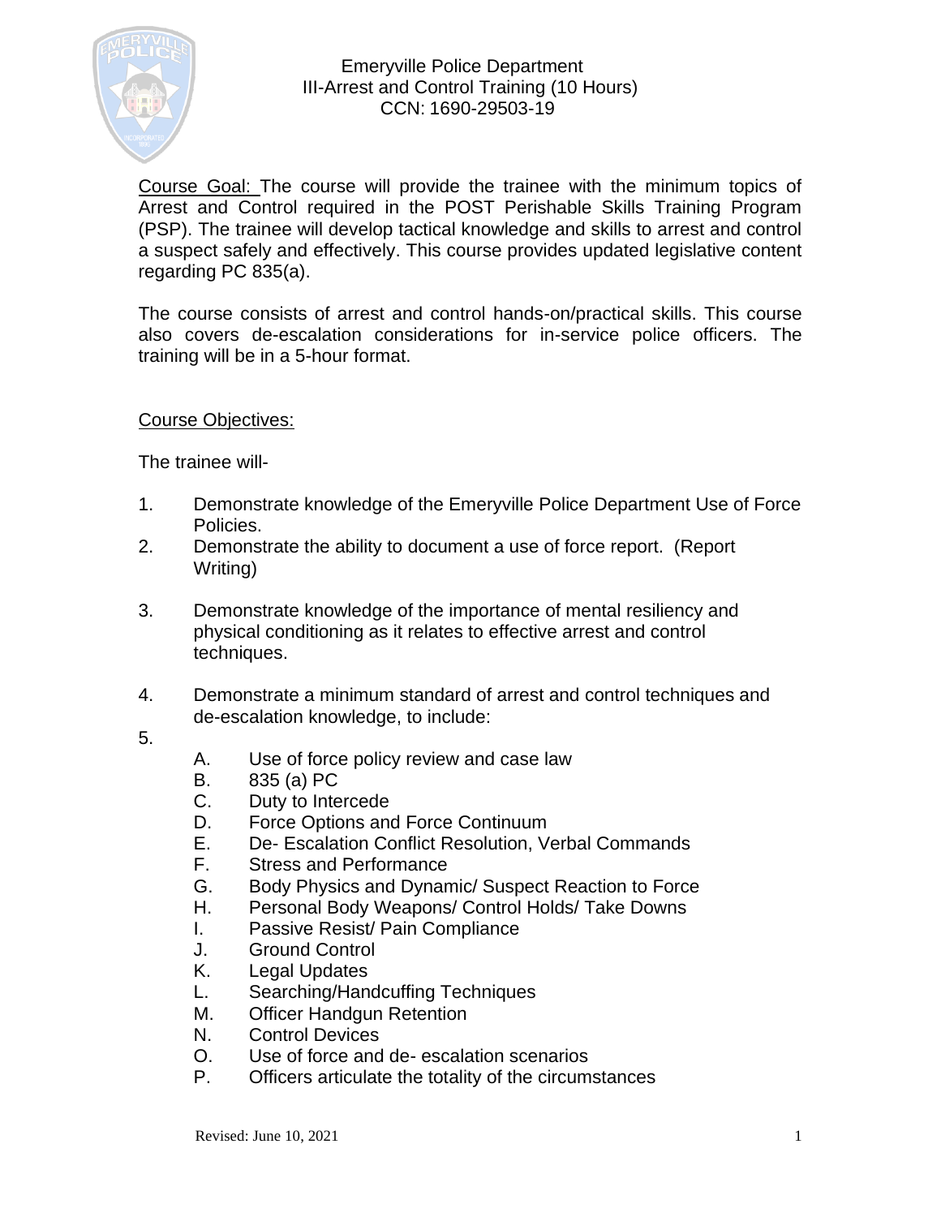# Emeryville Police Department
## III-Arrest and Control Training (10 Hours)
### CCN: 1690-29503-19

Course Goal: The course will provide the trainee with the minimum topics of Arrest and Control required in the POST Perishable Skills Training Program (PSP). The trainee will develop tactical knowledge and skills to arrest and control a suspect safely and effectively. This course provides updated legislative content regarding PC 835(a).

The course consists of arrest and control hands-on/practical skills. This course also covers de-escalation considerations for in-service police officers. The training will be in a 5-hour format.

Course Objectives:

The trainee will-

1. Demonstrate knowledge of the Emeryville Police Department Use of Force Policies.
2. Demonstrate the ability to document a use of force report. (Report Writing)
3. Demonstrate knowledge of the importance of mental resiliency and physical conditioning as it relates to effective arrest and control techniques.
4. Demonstrate a minimum standard of arrest and control techniques and de-escalation knowledge, to include:
5.
   - A. Use of force policy review and case law
   - B. 835 (a) PC
   - C. Duty to Intercede
   - D. Force Options and Force Continuum
   - E. De- Escalation Conflict Resolution, Verbal Commands
   - F. Stress and Performance
   - G. Body Physics and Dynamic/ Suspect Reaction to Force
   - H. Personal Body Weapons/ Control Holds/ Take Downs
   - I. Passive Resist/ Pain Compliance
   - J. Ground Control
   - K. Legal Updates
   - L. Searching/Handcuffing Techniques
   - M. Officer Handgun Retention
   - N. Control Devices
   - O. Use of force and de- escalation scenarios
   - P. Officers articulate the totality of the circumstances

Revised: June 10, 2021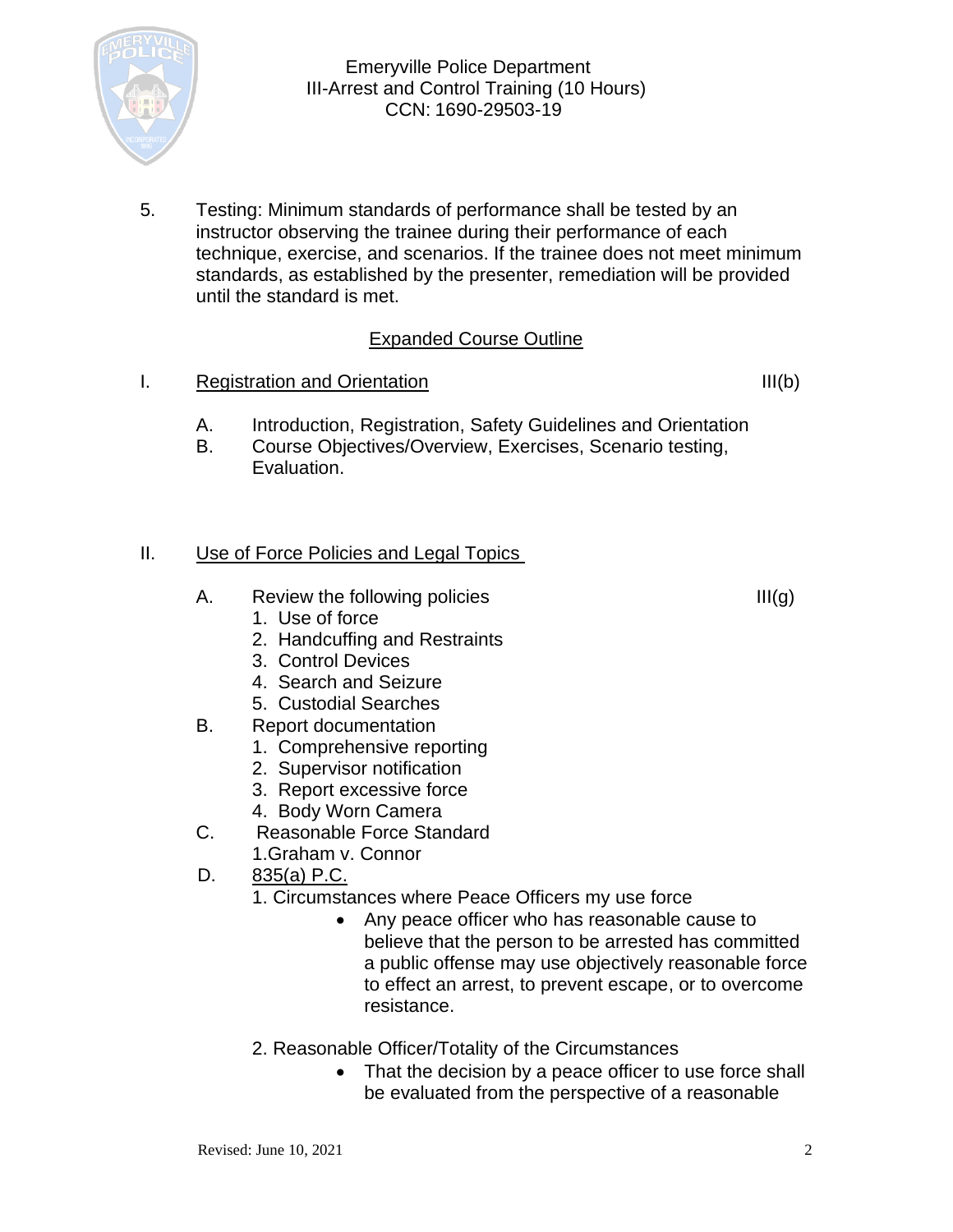5. Testing: Minimum standards of performance shall be tested by an instructor observing the trainee during their performance of each technique, exercise, and scenarios. If the trainee does not meet minimum standards, as established by the presenter, remediation will be provided until the standard is met.

## Expanded Course Outline

I. Registration and Orientation — III(b)

   A. Introduction, Registration, Safety Guidelines and Orientation
   B. Course Objectives/Overview, Exercises, Scenario testing, Evaluation.

II. Use of Force Policies and Legal Topics

   A. Review the following policies — III(g)
      1. Use of force
      2. Handcuffing and Restraints
      3. Control Devices
      4. Search and Seizure
      5. Custodial Searches
   B. Report documentation
      1. Comprehensive reporting
      2. Supervisor notification
      3. Report excessive force
      4. Body Worn Camera
   C. Reasonable Force Standard
      1. Graham v. Connor
   D. 835(a) P.C.
      1. Circumstances where Peace Officers my use force
         - Any peace officer who has reasonable cause to believe that the person to be arrested has committed a public offense may use objectively reasonable force to effect an arrest, to prevent escape, or to overcome resistance.

      2. Reasonable Officer/Totality of the Circumstances
         - That the decision by a peace officer to use force shall be evaluated from the perspective of a reasonable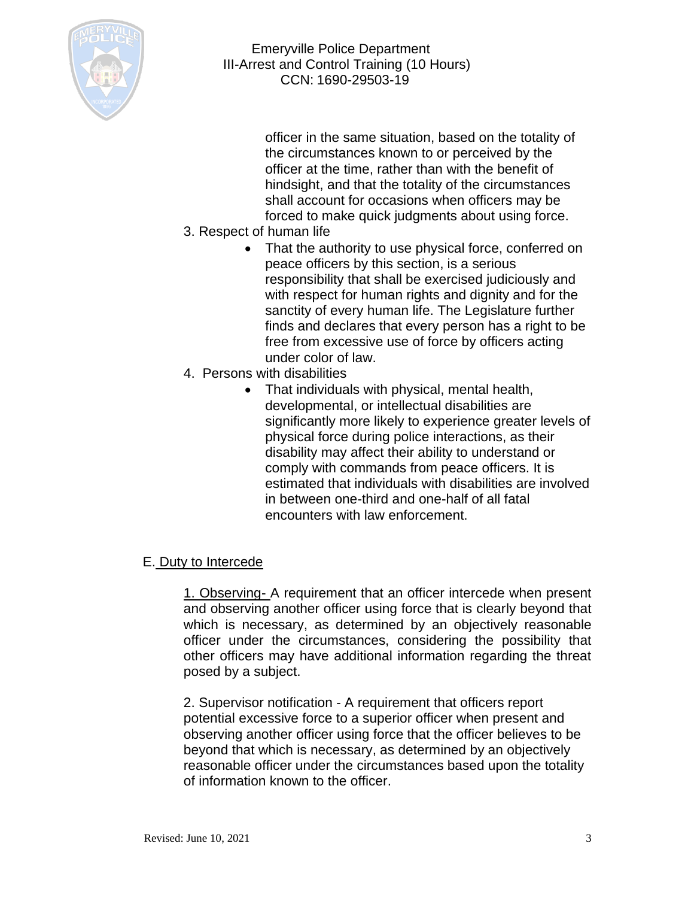officer in the same situation, based on the totality of the circumstances known to or perceived by the officer at the time, rather than with the benefit of hindsight, and that the totality of the circumstances shall account for occasions when officers may be forced to make quick judgments about using force.

3. Respect of human life
   - That the authority to use physical force, conferred on peace officers by this section, is a serious responsibility that shall be exercised judiciously and with respect for human rights and dignity and for the sanctity of every human life. The Legislature further finds and declares that every person has a right to be free from excessive use of force by officers acting under color of law.
4. Persons with disabilities
   - That individuals with physical, mental health, developmental, or intellectual disabilities are significantly more likely to experience greater levels of physical force during police interactions, as their disability may affect their ability to understand or comply with commands from peace officers. It is estimated that individuals with disabilities are involved in between one-third and one-half of all fatal encounters with law enforcement.

E. Duty to Intercede

1. Observing- A requirement that an officer intercede when present and observing another officer using force that is clearly beyond that which is necessary, as determined by an objectively reasonable officer under the circumstances, considering the possibility that other officers may have additional information regarding the threat posed by a subject.

2. Supervisor notification - A requirement that officers report potential excessive force to a superior officer when present and observing another officer using force that the officer believes to be beyond that which is necessary, as determined by an objectively reasonable officer under the circumstances based upon the totality of information known to the officer.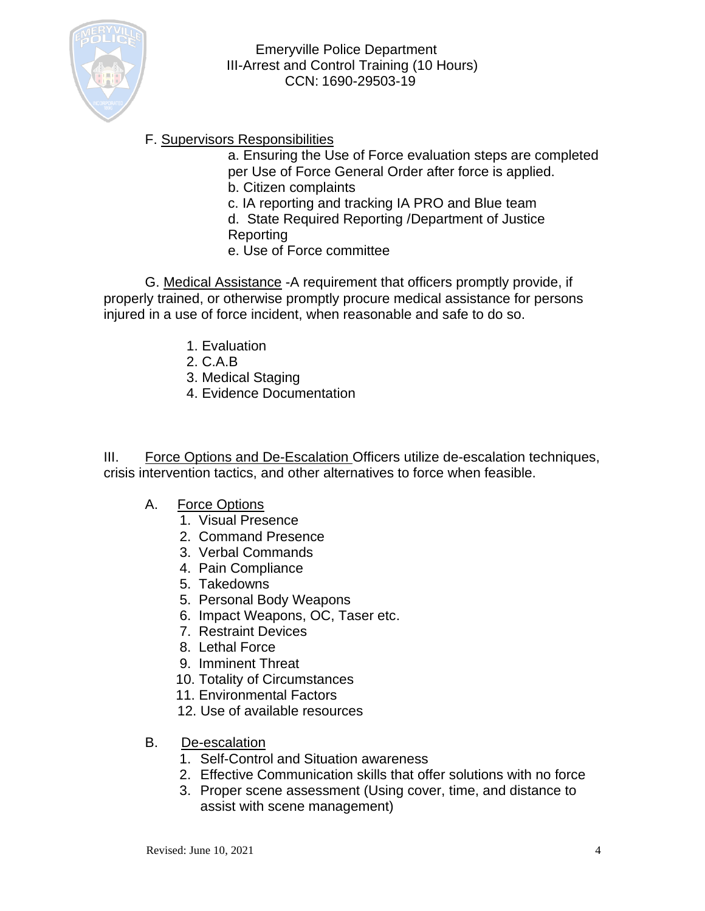F. Supervisors Responsibilities

a. Ensuring the Use of Force evaluation steps are completed per Use of Force General Order after force is applied.
b. Citizen complaints
c. IA reporting and tracking IA PRO and Blue team
d. State Required Reporting /Department of Justice Reporting
e. Use of Force committee

G. Medical Assistance -A requirement that officers promptly provide, if properly trained, or otherwise promptly procure medical assistance for persons injured in a use of force incident, when reasonable and safe to do so.

1. Evaluation
2. C.A.B
3. Medical Staging
4. Evidence Documentation

III. Force Options and De-Escalation Officers utilize de-escalation techniques, crisis intervention tactics, and other alternatives to force when feasible.

A. Force Options

1. Visual Presence
2. Command Presence
3. Verbal Commands
4. Pain Compliance
5. Takedowns
5. Personal Body Weapons
6. Impact Weapons, OC, Taser etc.
7. Restraint Devices
8. Lethal Force
9. Imminent Threat
10. Totality of Circumstances
11. Environmental Factors
12. Use of available resources

B. De-escalation

1. Self-Control and Situation awareness
2. Effective Communication skills that offer solutions with no force
3. Proper scene assessment (Using cover, time, and distance to assist with scene management)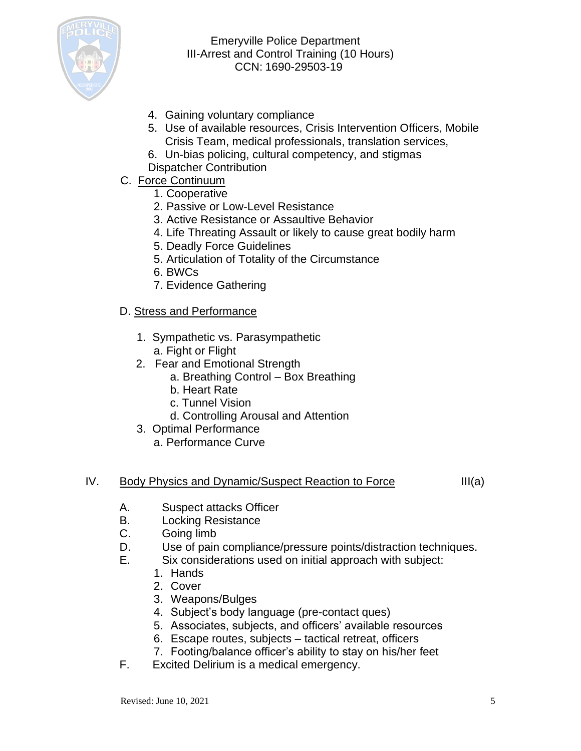4. Gaining voluntary compliance
5. Use of available resources, Crisis Intervention Officers, Mobile Crisis Team, medical professionals, translation services,
6. Un-bias policing, cultural competency, and stigmas

Dispatcher Contribution

C. Force Continuum

1. Cooperative
2. Passive or Low-Level Resistance
3. Active Resistance or Assaultive Behavior
4. Life Threating Assault or likely to cause great bodily harm
5. Deadly Force Guidelines
5. Articulation of Totality of the Circumstance
6. BWCs
7. Evidence Gathering

D. Stress and Performance

1. Sympathetic vs. Parasympathetic
   a. Fight or Flight
2. Fear and Emotional Strength
   a. Breathing Control – Box Breathing
   b. Heart Rate
   c. Tunnel Vision
   d. Controlling Arousal and Attention
3. Optimal Performance
   a. Performance Curve

IV. Body Physics and Dynamic/Suspect Reaction to Force III(a)

A. Suspect attacks Officer
B. Locking Resistance
C. Going limb
D. Use of pain compliance/pressure points/distraction techniques.
E. Six considerations used on initial approach with subject:
   1. Hands
   2. Cover
   3. Weapons/Bulges
   4. Subject's body language (pre-contact ques)
   5. Associates, subjects, and officers' available resources
   6. Escape routes, subjects – tactical retreat, officers
   7. Footing/balance officer's ability to stay on his/her feet
F. Excited Delirium is a medical emergency.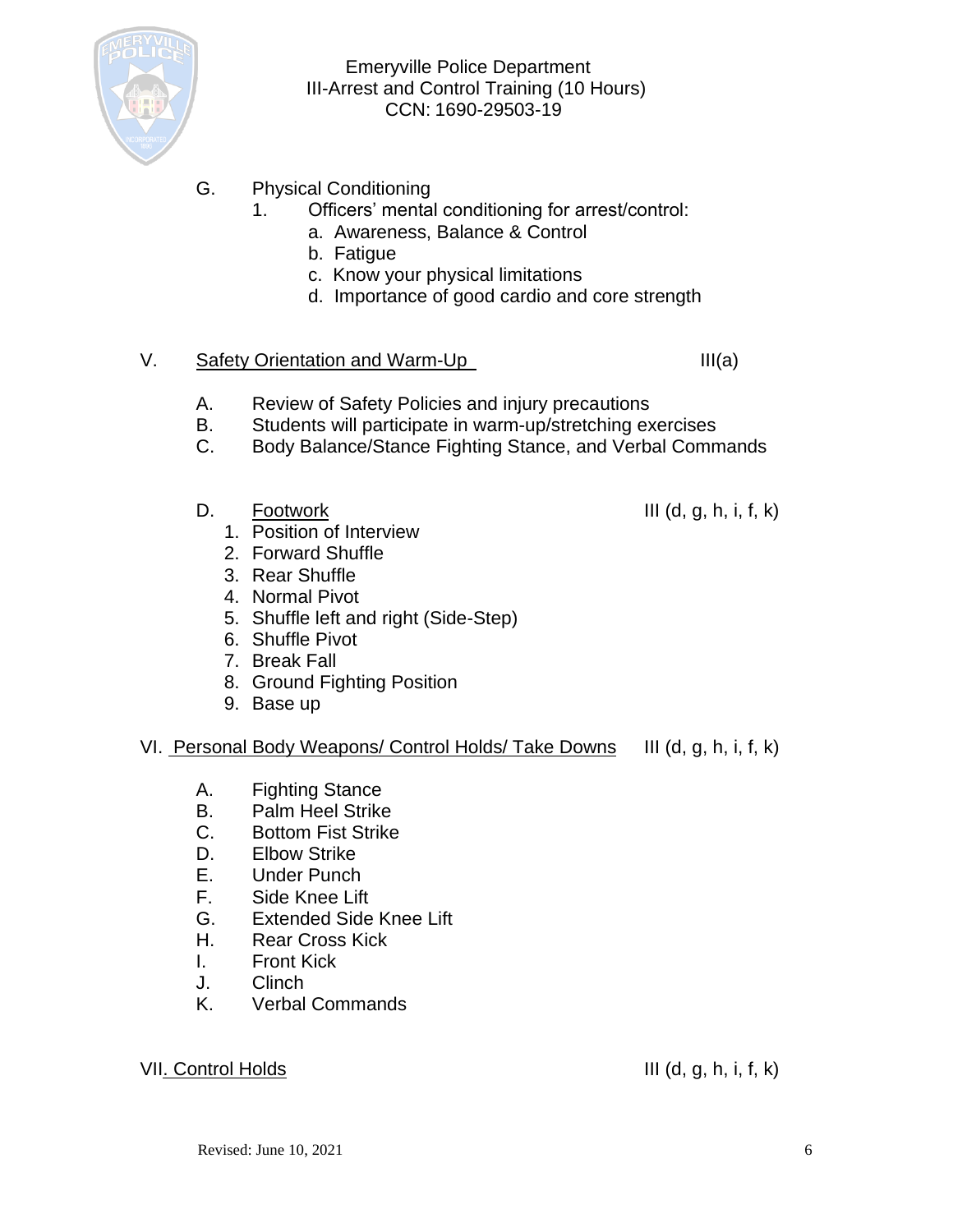G. Physical Conditioning

1. Officers' mental conditioning for arrest/control:
   - a. Awareness, Balance & Control
   - b. Fatigue
   - c. Know your physical limitations
   - d. Importance of good cardio and core strength

V. Safety Orientation and Warm-Up III(a)

A. Review of Safety Policies and injury precautions

B. Students will participate in warm-up/stretching exercises

C. Body Balance/Stance Fighting Stance, and Verbal Commands

D. Footwork III (d, g, h, i, f, k)

1. Position of Interview
2. Forward Shuffle
3. Rear Shuffle
4. Normal Pivot
5. Shuffle left and right (Side-Step)
6. Shuffle Pivot
7. Break Fall
8. Ground Fighting Position
9. Base up

VI. Personal Body Weapons/ Control Holds/ Take Downs III (d, g, h, i, f, k)

A. Fighting Stance

B. Palm Heel Strike

C. Bottom Fist Strike

D. Elbow Strike

E. Under Punch

F. Side Knee Lift

G. Extended Side Knee Lift

H. Rear Cross Kick

I. Front Kick

J. Clinch

K. Verbal Commands

VII. Control Holds III (d, g, h, i, f, k)

Revised: June 10, 2021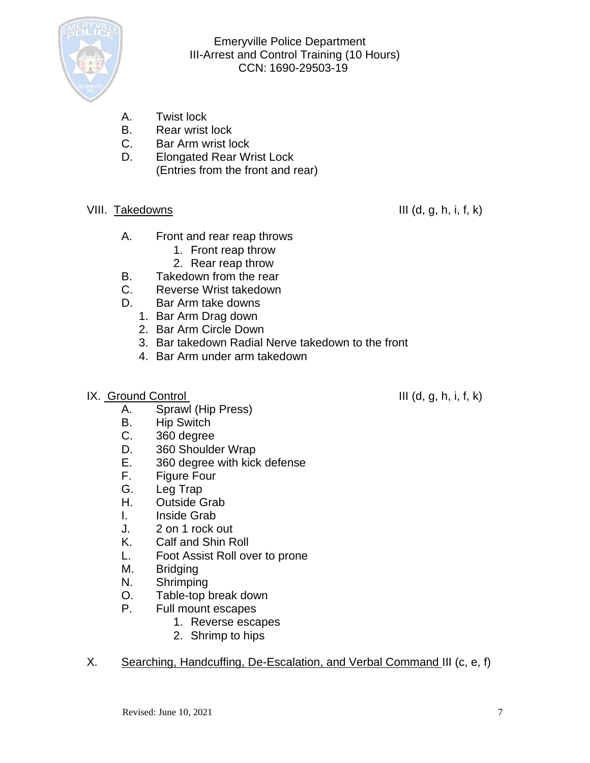A. Twist lock
B. Rear wrist lock
C. Bar Arm wrist lock
D. Elongated Rear Wrist Lock
(Entries from the front and rear)

VIII. Takedowns III (d, g, h, i, f, k)

A. Front and rear reap throws
   1. Front reap throw
   2. Rear reap throw
B. Takedown from the rear
C. Reverse Wrist takedown
D. Bar Arm take downs
   1. Bar Arm Drag down
   2. Bar Arm Circle Down
   3. Bar takedown Radial Nerve takedown to the front
   4. Bar Arm under arm takedown

IX. Ground Control III (d, g, h, i, f, k)

A. Sprawl (Hip Press)
B. Hip Switch
C. 360 degree
D. 360 Shoulder Wrap
E. 360 degree with kick defense
F. Figure Four
G. Leg Trap
H. Outside Grab
I. Inside Grab
J. 2 on 1 rock out
K. Calf and Shin Roll
L. Foot Assist Roll over to prone
M. Bridging
N. Shrimping
O. Table-top break down
P. Full mount escapes
   1. Reverse escapes
   2. Shrimp to hips

X. Searching, Handcuffing, De-Escalation, and Verbal Command III (c, e, f)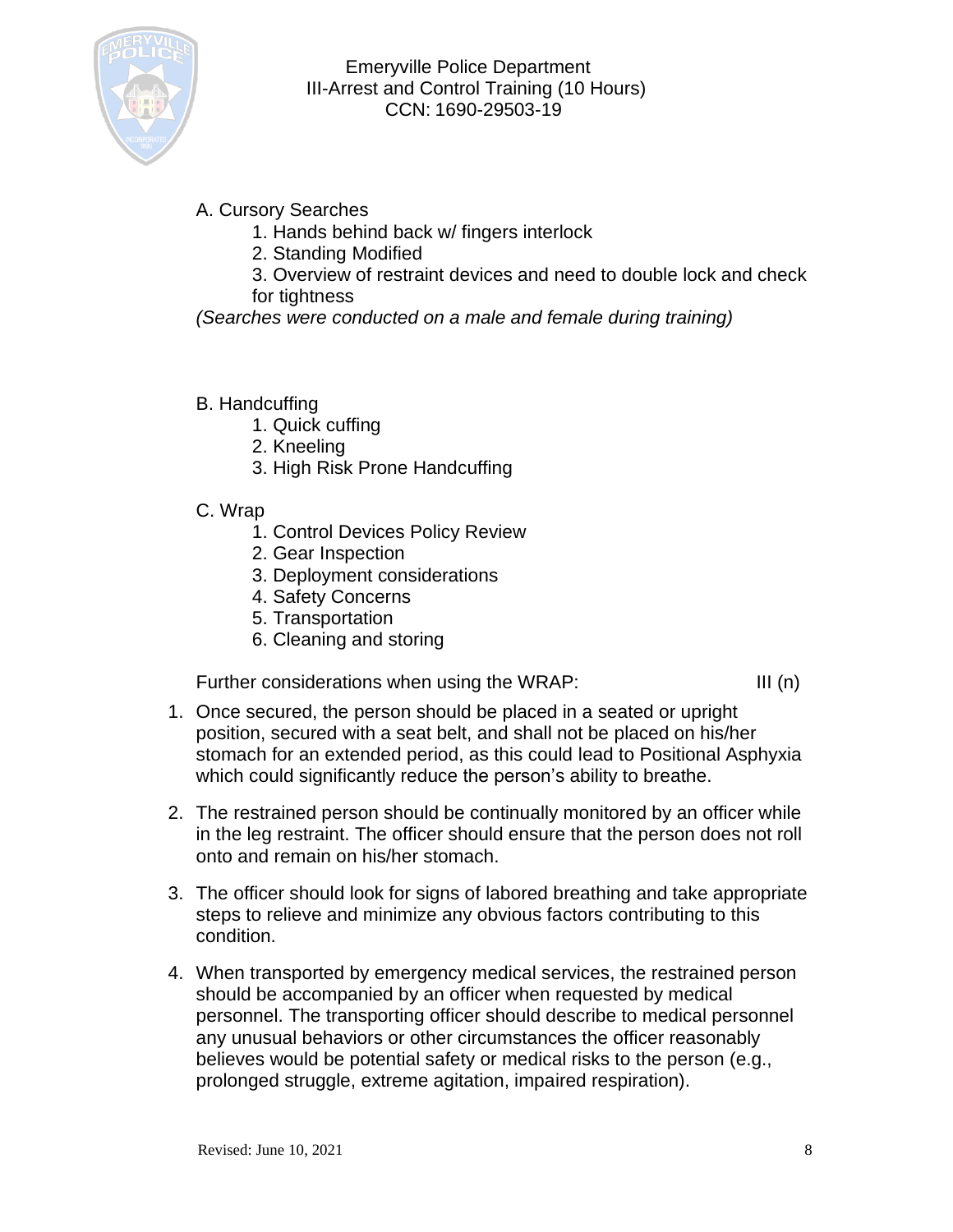A. Cursory Searches

1. Hands behind back w/ fingers interlock
2. Standing Modified
3. Overview of restraint devices and need to double lock and check for tightness

*(Searches were conducted on a male and female during training)*

B. Handcuffing

1. Quick cuffing
2. Kneeling
3. High Risk Prone Handcuffing

C. Wrap

1. Control Devices Policy Review
2. Gear Inspection
3. Deployment considerations
4. Safety Concerns
5. Transportation
6. Cleaning and storing

Further considerations when using the WRAP: III (n)

1. Once secured, the person should be placed in a seated or upright position, secured with a seat belt, and shall not be placed on his/her stomach for an extended period, as this could lead to Positional Asphyxia which could significantly reduce the person's ability to breathe.
2. The restrained person should be continually monitored by an officer while in the leg restraint. The officer should ensure that the person does not roll onto and remain on his/her stomach.
3. The officer should look for signs of labored breathing and take appropriate steps to relieve and minimize any obvious factors contributing to this condition.
4. When transported by emergency medical services, the restrained person should be accompanied by an officer when requested by medical personnel. The transporting officer should describe to medical personnel any unusual behaviors or other circumstances the officer reasonably believes would be potential safety or medical risks to the person (e.g., prolonged struggle, extreme agitation, impaired respiration).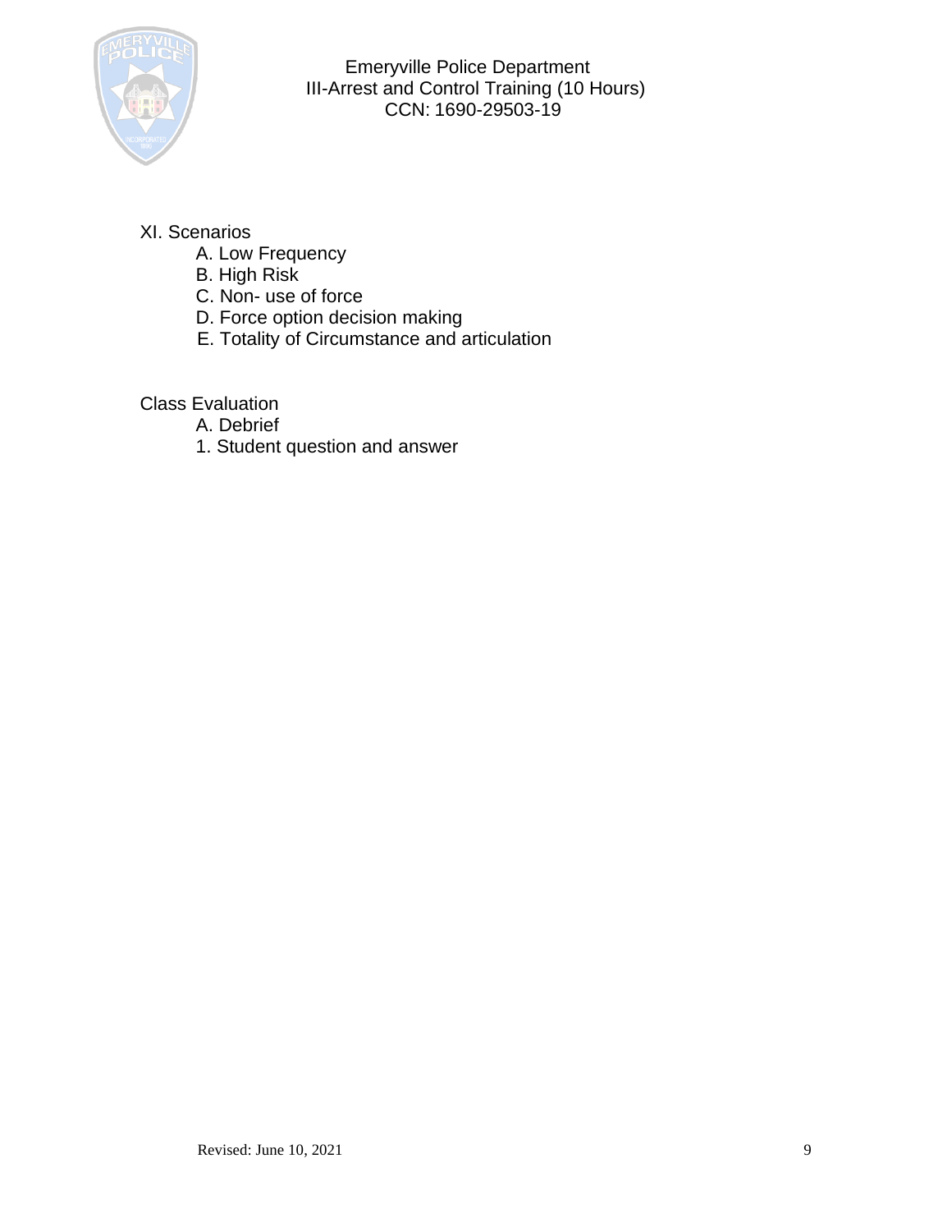XI. Scenarios

A. Low Frequency

B. High Risk

C. Non- use of force

D. Force option decision making

E. Totality of Circumstance and articulation

Class Evaluation

A. Debrief

1. Student question and answer